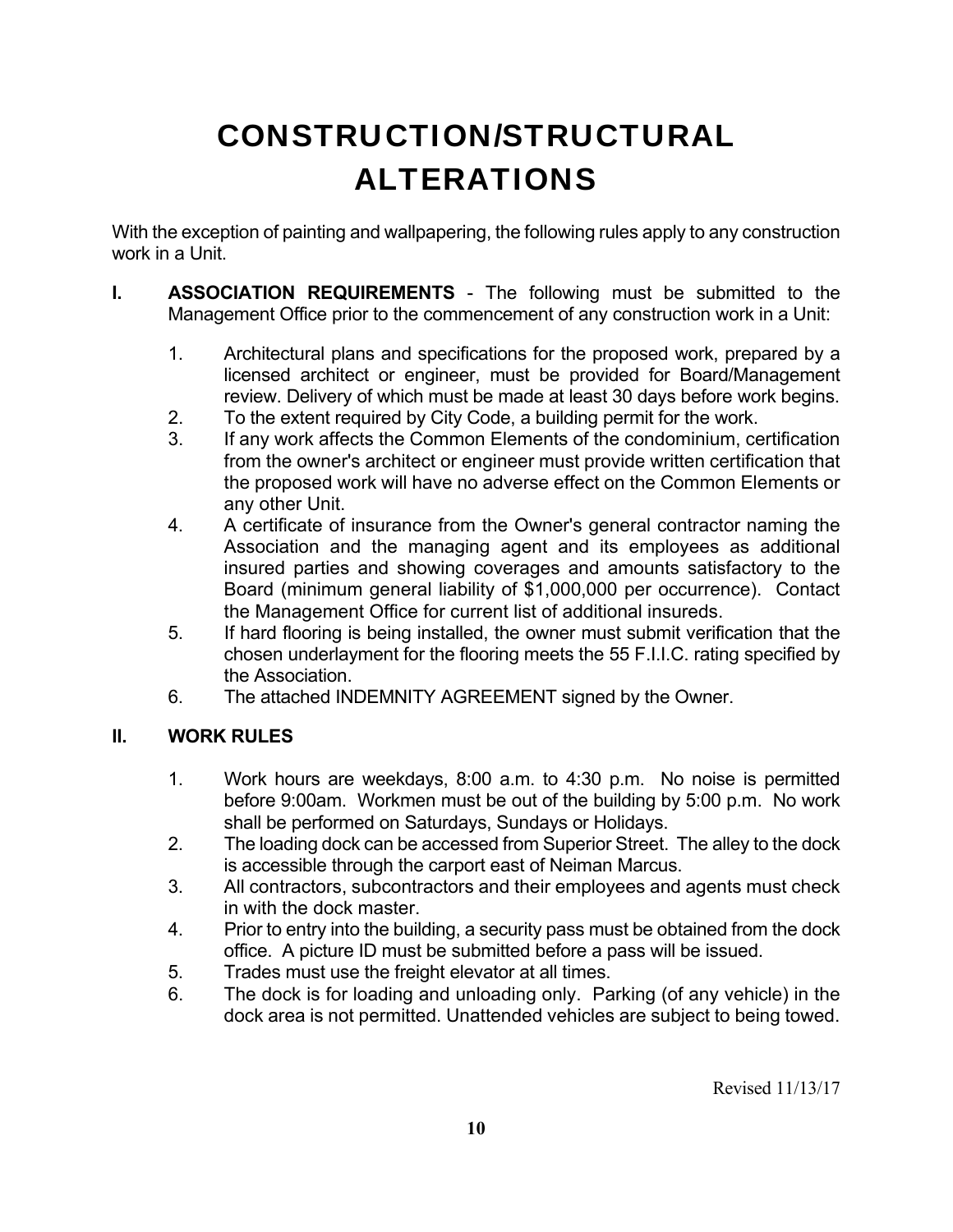# CONSTRUCTION/STRUCTURAL ALTERATIONS

With the exception of painting and wallpapering, the following rules apply to any construction work in a Unit.

**I. ASSOCIATION REQUIREMENTS** - The following must be submitted to the Management Office prior to the commencement of any construction work in a Unit:

1. Architectural plans and specifications for the proposed work, prepared by a licensed architect or engineer, must be provided for Board/Management review. Delivery of which must be made at least 30 days before work begins.
2. To the extent required by City Code, a building permit for the work.
3. If any work affects the Common Elements of the condominium, certification from the owner's architect or engineer must provide written certification that the proposed work will have no adverse effect on the Common Elements or any other Unit.
4. A certificate of insurance from the Owner's general contractor naming the Association and the managing agent and its employees as additional insured parties and showing coverages and amounts satisfactory to the Board (minimum general liability of $1,000,000 per occurrence). Contact the Management Office for current list of additional insureds.
5. If hard flooring is being installed, the owner must submit verification that the chosen underlayment for the flooring meets the 55 F.I.I.C. rating specified by the Association.
6. The attached INDEMNITY AGREEMENT signed by the Owner.

**II. WORK RULES**

1. Work hours are weekdays, 8:00 a.m. to 4:30 p.m. No noise is permitted before 9:00am. Workmen must be out of the building by 5:00 p.m. No work shall be performed on Saturdays, Sundays or Holidays.
2. The loading dock can be accessed from Superior Street. The alley to the dock is accessible through the carport east of Neiman Marcus.
3. All contractors, subcontractors and their employees and agents must check in with the dock master.
4. Prior to entry into the building, a security pass must be obtained from the dock office. A picture ID must be submitted before a pass will be issued.
5. Trades must use the freight elevator at all times.
6. The dock is for loading and unloading only. Parking (of any vehicle) in the dock area is not permitted. Unattended vehicles are subject to being towed.

Revised 11/13/17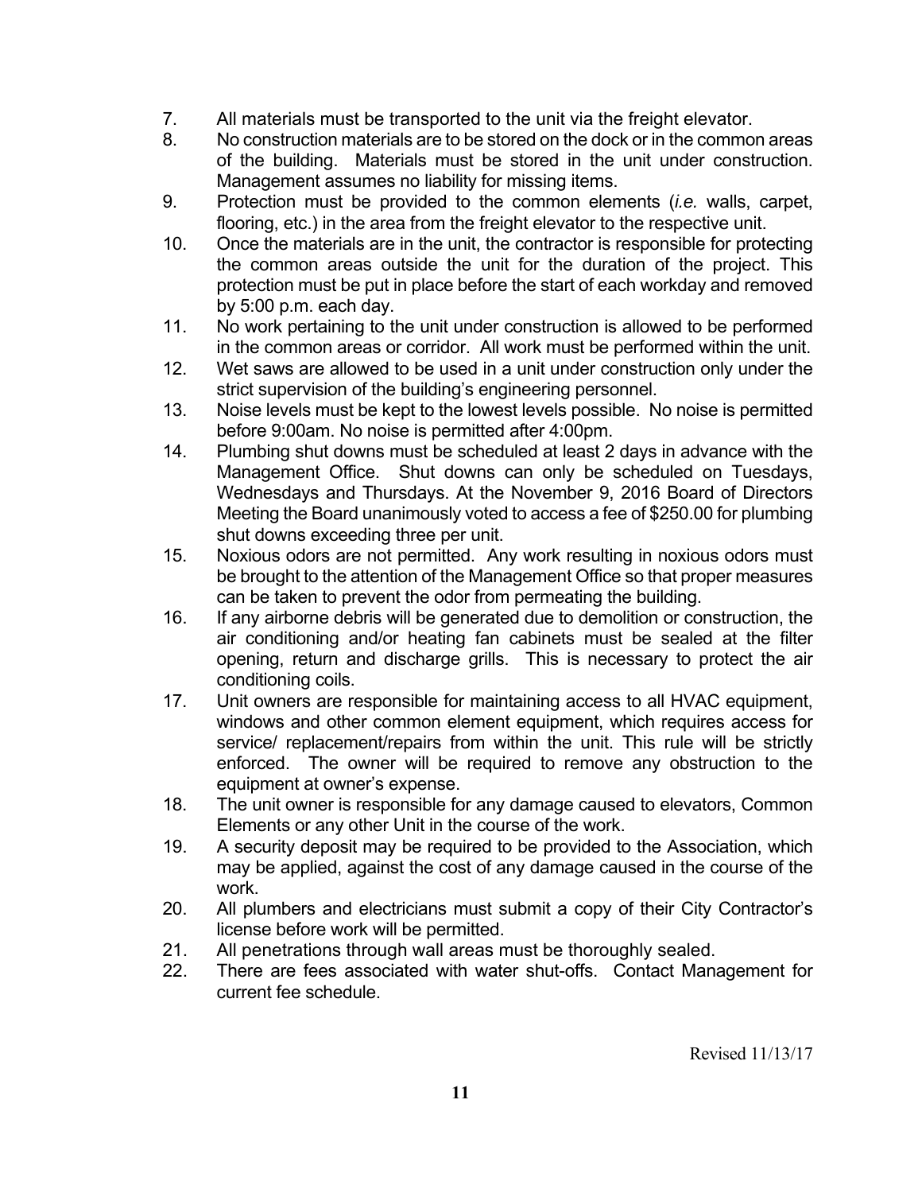7. All materials must be transported to the unit via the freight elevator.
8. No construction materials are to be stored on the dock or in the common areas of the building. Materials must be stored in the unit under construction. Management assumes no liability for missing items.
9. Protection must be provided to the common elements (*i.e.* walls, carpet, flooring, etc.) in the area from the freight elevator to the respective unit.
10. Once the materials are in the unit, the contractor is responsible for protecting the common areas outside the unit for the duration of the project. This protection must be put in place before the start of each workday and removed by 5:00 p.m. each day.
11. No work pertaining to the unit under construction is allowed to be performed in the common areas or corridor. All work must be performed within the unit.
12. Wet saws are allowed to be used in a unit under construction only under the strict supervision of the building's engineering personnel.
13. Noise levels must be kept to the lowest levels possible. No noise is permitted before 9:00am. No noise is permitted after 4:00pm.
14. Plumbing shut downs must be scheduled at least 2 days in advance with the Management Office. Shut downs can only be scheduled on Tuesdays, Wednesdays and Thursdays. At the November 9, 2016 Board of Directors Meeting the Board unanimously voted to access a fee of $250.00 for plumbing shut downs exceeding three per unit.
15. Noxious odors are not permitted. Any work resulting in noxious odors must be brought to the attention of the Management Office so that proper measures can be taken to prevent the odor from permeating the building.
16. If any airborne debris will be generated due to demolition or construction, the air conditioning and/or heating fan cabinets must be sealed at the filter opening, return and discharge grills. This is necessary to protect the air conditioning coils.
17. Unit owners are responsible for maintaining access to all HVAC equipment, windows and other common element equipment, which requires access for service/ replacement/repairs from within the unit. This rule will be strictly enforced. The owner will be required to remove any obstruction to the equipment at owner's expense.
18. The unit owner is responsible for any damage caused to elevators, Common Elements or any other Unit in the course of the work.
19. A security deposit may be required to be provided to the Association, which may be applied, against the cost of any damage caused in the course of the work.
20. All plumbers and electricians must submit a copy of their City Contractor's license before work will be permitted.
21. All penetrations through wall areas must be thoroughly sealed.
22. There are fees associated with water shut-offs. Contact Management for current fee schedule.

Revised 11/13/17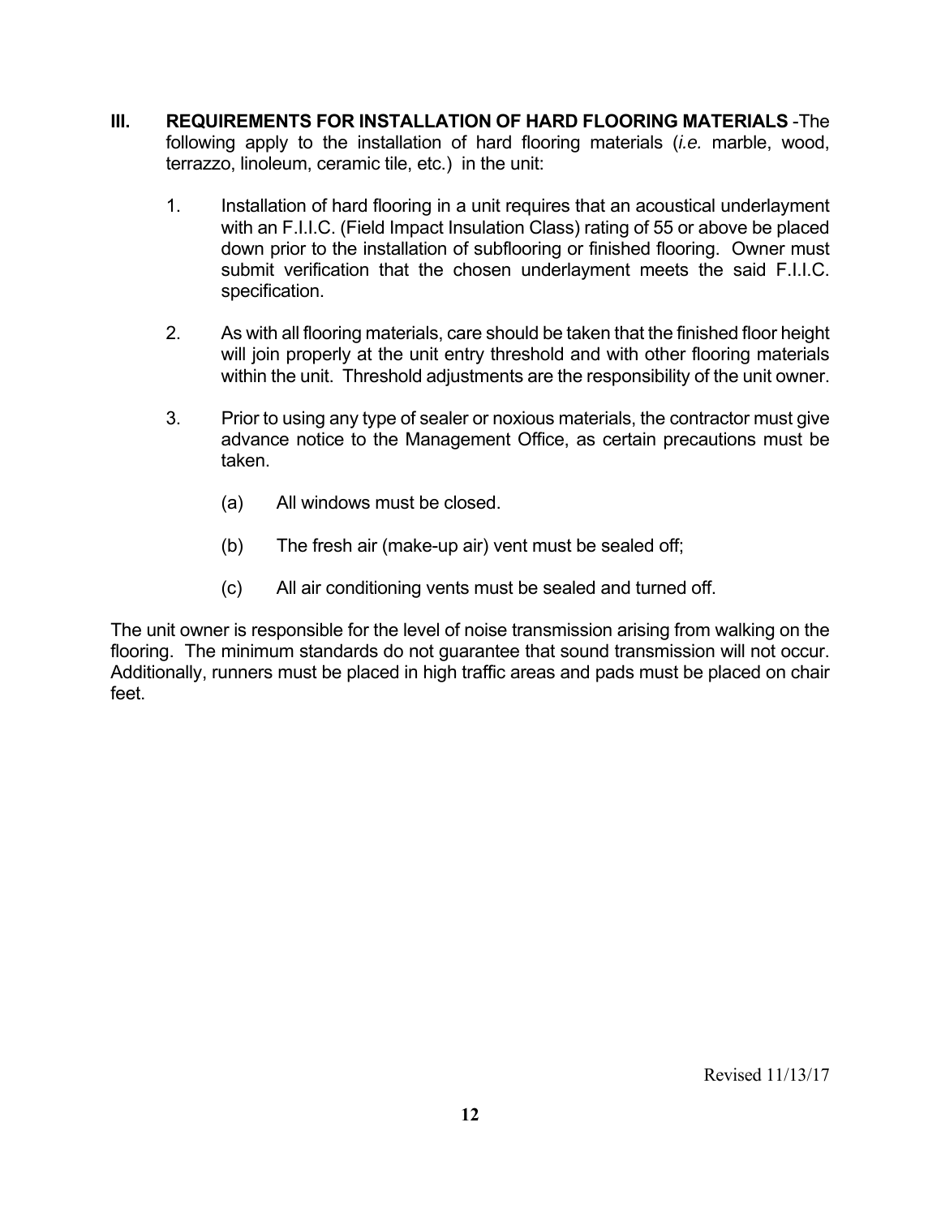**III. REQUIREMENTS FOR INSTALLATION OF HARD FLOORING MATERIALS** -The following apply to the installation of hard flooring materials (*i.e.* marble, wood, terrazzo, linoleum, ceramic tile, etc.) in the unit:

1. Installation of hard flooring in a unit requires that an acoustical underlayment with an F.I.I.C. (Field Impact Insulation Class) rating of 55 or above be placed down prior to the installation of subflooring or finished flooring. Owner must submit verification that the chosen underlayment meets the said F.I.I.C. specification.

2. As with all flooring materials, care should be taken that the finished floor height will join properly at the unit entry threshold and with other flooring materials within the unit. Threshold adjustments are the responsibility of the unit owner.

3. Prior to using any type of sealer or noxious materials, the contractor must give advance notice to the Management Office, as certain precautions must be taken.

   (a) All windows must be closed.

   (b) The fresh air (make-up air) vent must be sealed off;

   (c) All air conditioning vents must be sealed and turned off.

The unit owner is responsible for the level of noise transmission arising from walking on the flooring. The minimum standards do not guarantee that sound transmission will not occur. Additionally, runners must be placed in high traffic areas and pads must be placed on chair feet.

Revised 11/13/17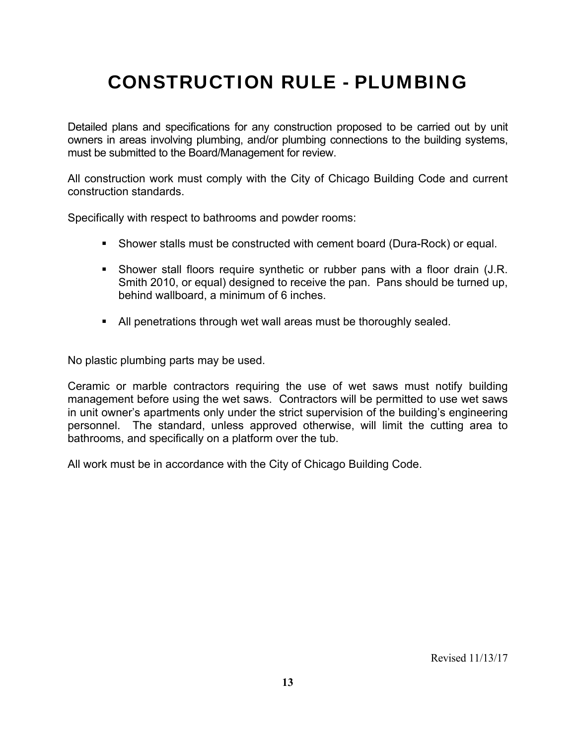# CONSTRUCTION RULE - PLUMBING

Detailed plans and specifications for any construction proposed to be carried out by unit owners in areas involving plumbing, and/or plumbing connections to the building systems, must be submitted to the Board/Management for review.

All construction work must comply with the City of Chicago Building Code and current construction standards.

Specifically with respect to bathrooms and powder rooms:

- Shower stalls must be constructed with cement board (Dura-Rock) or equal.
- Shower stall floors require synthetic or rubber pans with a floor drain (J.R. Smith 2010, or equal) designed to receive the pan. Pans should be turned up, behind wallboard, a minimum of 6 inches.
- All penetrations through wet wall areas must be thoroughly sealed.

No plastic plumbing parts may be used.

Ceramic or marble contractors requiring the use of wet saws must notify building management before using the wet saws. Contractors will be permitted to use wet saws in unit owner's apartments only under the strict supervision of the building's engineering personnel. The standard, unless approved otherwise, will limit the cutting area to bathrooms, and specifically on a platform over the tub.

All work must be in accordance with the City of Chicago Building Code.

Revised 11/13/17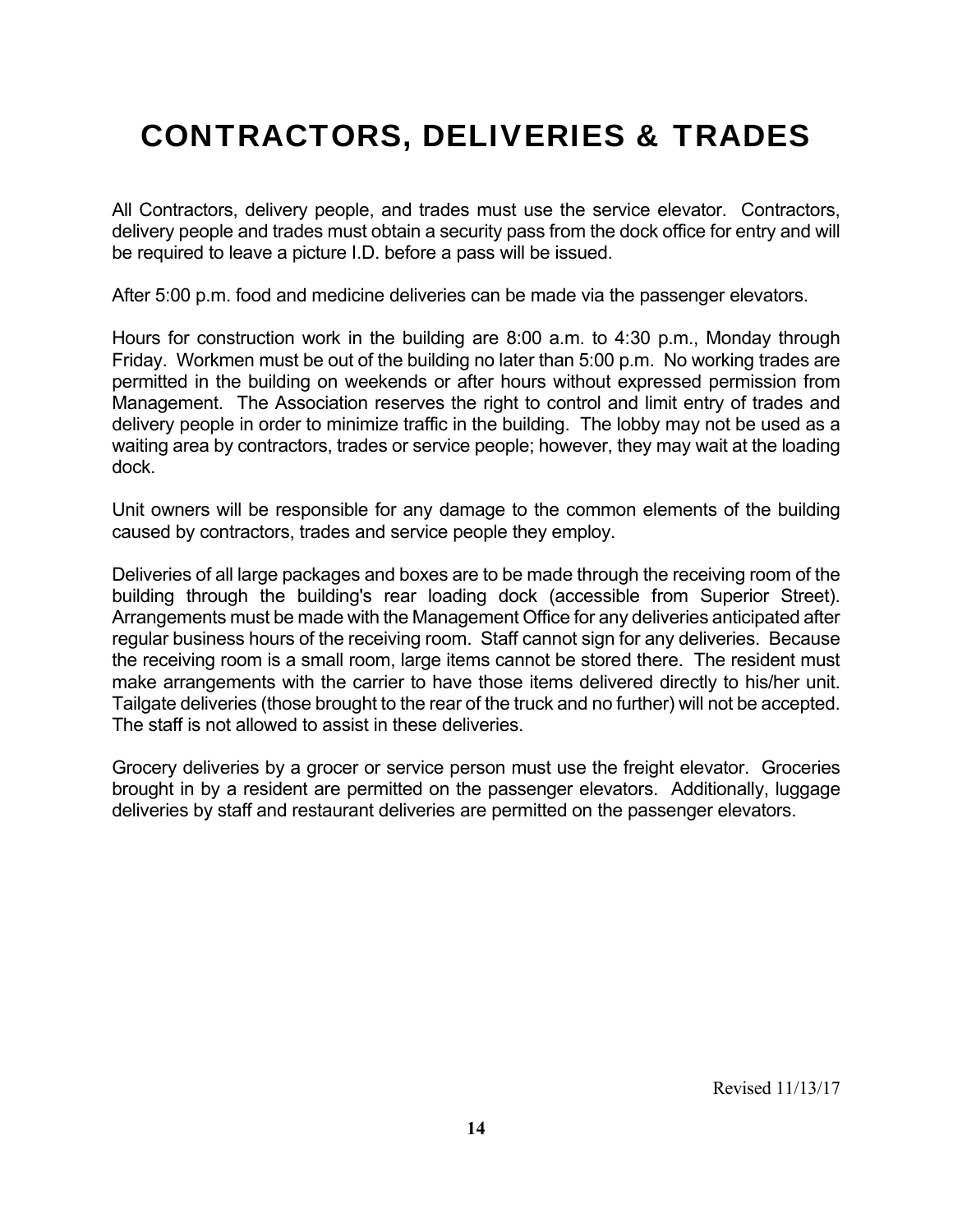# CONTRACTORS, DELIVERIES & TRADES

All Contractors, delivery people, and trades must use the service elevator. Contractors, delivery people and trades must obtain a security pass from the dock office for entry and will be required to leave a picture I.D. before a pass will be issued.

After 5:00 p.m. food and medicine deliveries can be made via the passenger elevators.

Hours for construction work in the building are 8:00 a.m. to 4:30 p.m., Monday through Friday. Workmen must be out of the building no later than 5:00 p.m. No working trades are permitted in the building on weekends or after hours without expressed permission from Management. The Association reserves the right to control and limit entry of trades and delivery people in order to minimize traffic in the building. The lobby may not be used as a waiting area by contractors, trades or service people; however, they may wait at the loading dock.

Unit owners will be responsible for any damage to the common elements of the building caused by contractors, trades and service people they employ.

Deliveries of all large packages and boxes are to be made through the receiving room of the building through the building's rear loading dock (accessible from Superior Street). Arrangements must be made with the Management Office for any deliveries anticipated after regular business hours of the receiving room. Staff cannot sign for any deliveries. Because the receiving room is a small room, large items cannot be stored there. The resident must make arrangements with the carrier to have those items delivered directly to his/her unit. Tailgate deliveries (those brought to the rear of the truck and no further) will not be accepted. The staff is not allowed to assist in these deliveries.

Grocery deliveries by a grocer or service person must use the freight elevator. Groceries brought in by a resident are permitted on the passenger elevators. Additionally, luggage deliveries by staff and restaurant deliveries are permitted on the passenger elevators.

Revised 11/13/17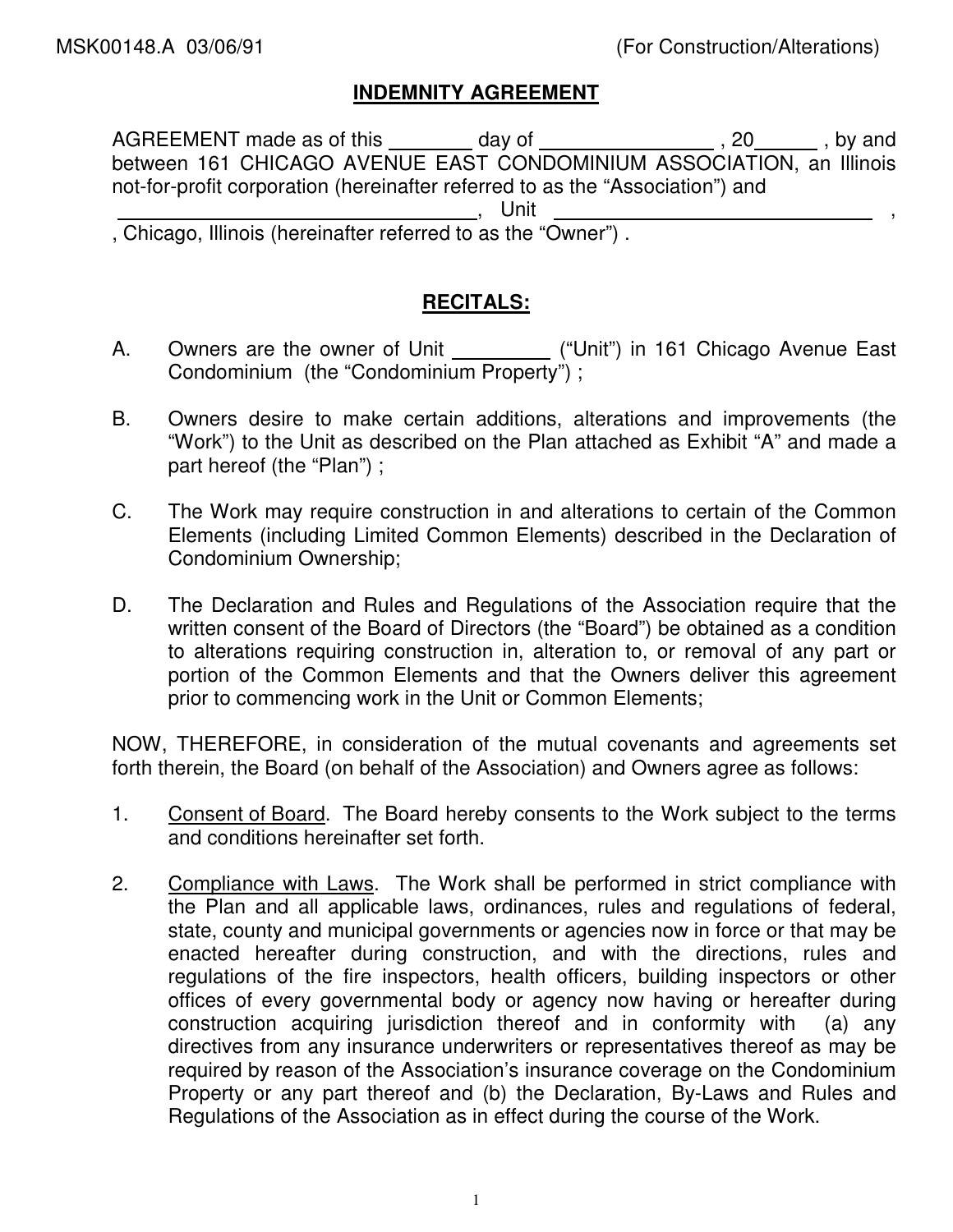MSK00148.A 03/06/91 (For Construction/Alterations)

# INDEMNITY AGREEMENT

AGREEMENT made as of this ________ day of ________________ , 20______ , by and between 161 CHICAGO AVENUE EAST CONDOMINIUM ASSOCIATION, an Illinois not-for-profit corporation (hereinafter referred to as the "Association") and ________________________________, Unit ______________________________ , , Chicago, Illinois (hereinafter referred to as the "Owner") .

## RECITALS:

A. Owners are the owner of Unit _________ ("Unit") in 161 Chicago Avenue East Condominium (the "Condominium Property") ;

B. Owners desire to make certain additions, alterations and improvements (the "Work") to the Unit as described on the Plan attached as Exhibit "A" and made a part hereof (the "Plan") ;

C. The Work may require construction in and alterations to certain of the Common Elements (including Limited Common Elements) described in the Declaration of Condominium Ownership;

D. The Declaration and Rules and Regulations of the Association require that the written consent of the Board of Directors (the "Board") be obtained as a condition to alterations requiring construction in, alteration to, or removal of any part or portion of the Common Elements and that the Owners deliver this agreement prior to commencing work in the Unit or Common Elements;

NOW, THEREFORE, in consideration of the mutual covenants and agreements set forth therein, the Board (on behalf of the Association) and Owners agree as follows:

1. Consent of Board. The Board hereby consents to the Work subject to the terms and conditions hereinafter set forth.

2. Compliance with Laws. The Work shall be performed in strict compliance with the Plan and all applicable laws, ordinances, rules and regulations of federal, state, county and municipal governments or agencies now in force or that may be enacted hereafter during construction, and with the directions, rules and regulations of the fire inspectors, health officers, building inspectors or other offices of every governmental body or agency now having or hereafter during construction acquiring jurisdiction thereof and in conformity with (a) any directives from any insurance underwriters or representatives thereof as may be required by reason of the Association's insurance coverage on the Condominium Property or any part thereof and (b) the Declaration, By-Laws and Rules and Regulations of the Association as in effect during the course of the Work.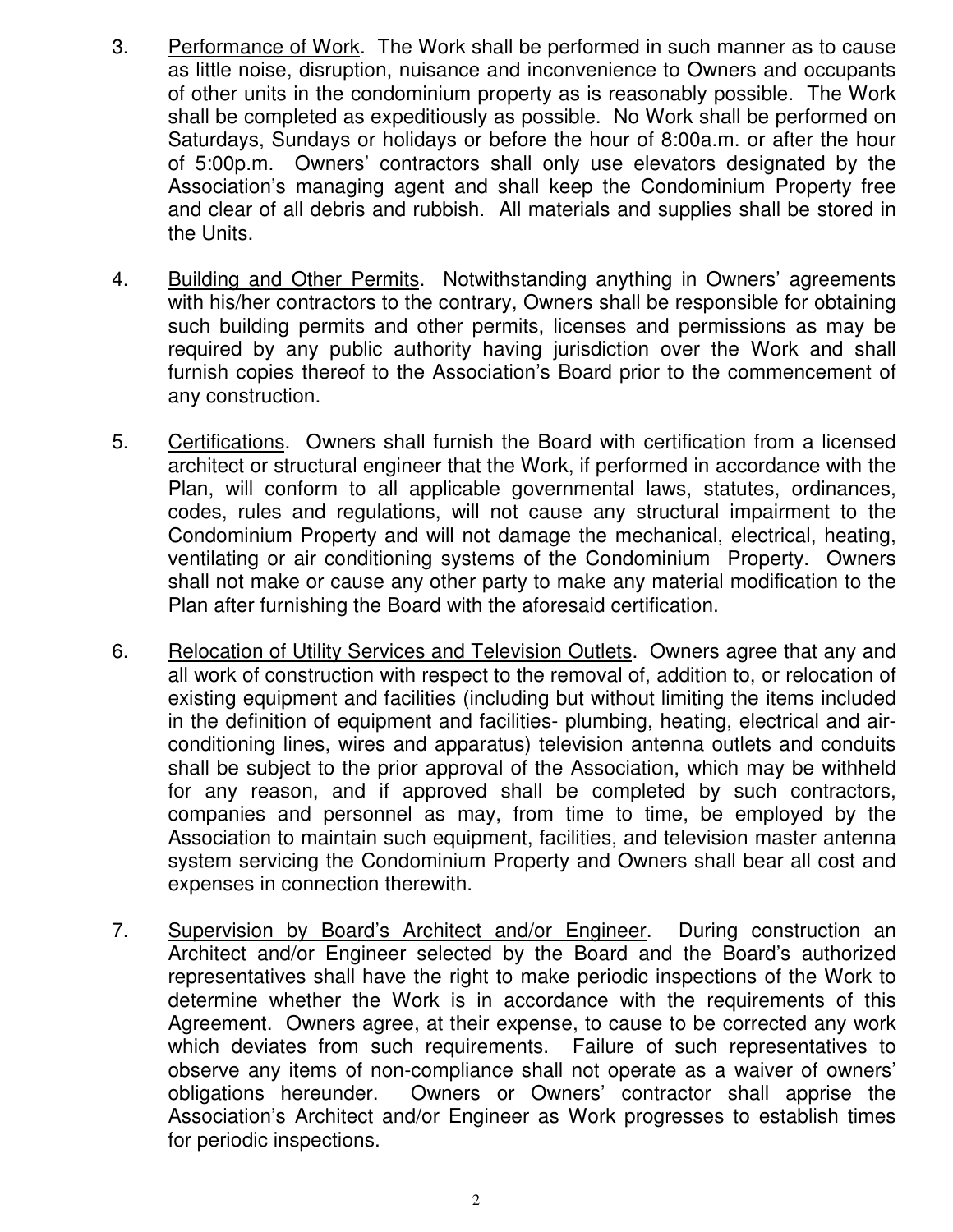3. <u>Performance of Work</u>. The Work shall be performed in such manner as to cause as little noise, disruption, nuisance and inconvenience to Owners and occupants of other units in the condominium property as is reasonably possible. The Work shall be completed as expeditiously as possible. No Work shall be performed on Saturdays, Sundays or holidays or before the hour of 8:00a.m. or after the hour of 5:00p.m. Owners' contractors shall only use elevators designated by the Association's managing agent and shall keep the Condominium Property free and clear of all debris and rubbish. All materials and supplies shall be stored in the Units.

4. <u>Building and Other Permits</u>. Notwithstanding anything in Owners' agreements with his/her contractors to the contrary, Owners shall be responsible for obtaining such building permits and other permits, licenses and permissions as may be required by any public authority having jurisdiction over the Work and shall furnish copies thereof to the Association's Board prior to the commencement of any construction.

5. <u>Certifications</u>. Owners shall furnish the Board with certification from a licensed architect or structural engineer that the Work, if performed in accordance with the Plan, will conform to all applicable governmental laws, statutes, ordinances, codes, rules and regulations, will not cause any structural impairment to the Condominium Property and will not damage the mechanical, electrical, heating, ventilating or air conditioning systems of the Condominium Property. Owners shall not make or cause any other party to make any material modification to the Plan after furnishing the Board with the aforesaid certification.

6. <u>Relocation of Utility Services and Television Outlets</u>. Owners agree that any and all work of construction with respect to the removal of, addition to, or relocation of existing equipment and facilities (including but without limiting the items included in the definition of equipment and facilities- plumbing, heating, electrical and air-conditioning lines, wires and apparatus) television antenna outlets and conduits shall be subject to the prior approval of the Association, which may be withheld for any reason, and if approved shall be completed by such contractors, companies and personnel as may, from time to time, be employed by the Association to maintain such equipment, facilities, and television master antenna system servicing the Condominium Property and Owners shall bear all cost and expenses in connection therewith.

7. <u>Supervision by Board's Architect and/or Engineer</u>. During construction an Architect and/or Engineer selected by the Board and the Board's authorized representatives shall have the right to make periodic inspections of the Work to determine whether the Work is in accordance with the requirements of this Agreement. Owners agree, at their expense, to cause to be corrected any work which deviates from such requirements. Failure of such representatives to observe any items of non-compliance shall not operate as a waiver of owners' obligations hereunder. Owners or Owners' contractor shall apprise the Association's Architect and/or Engineer as Work progresses to establish times for periodic inspections.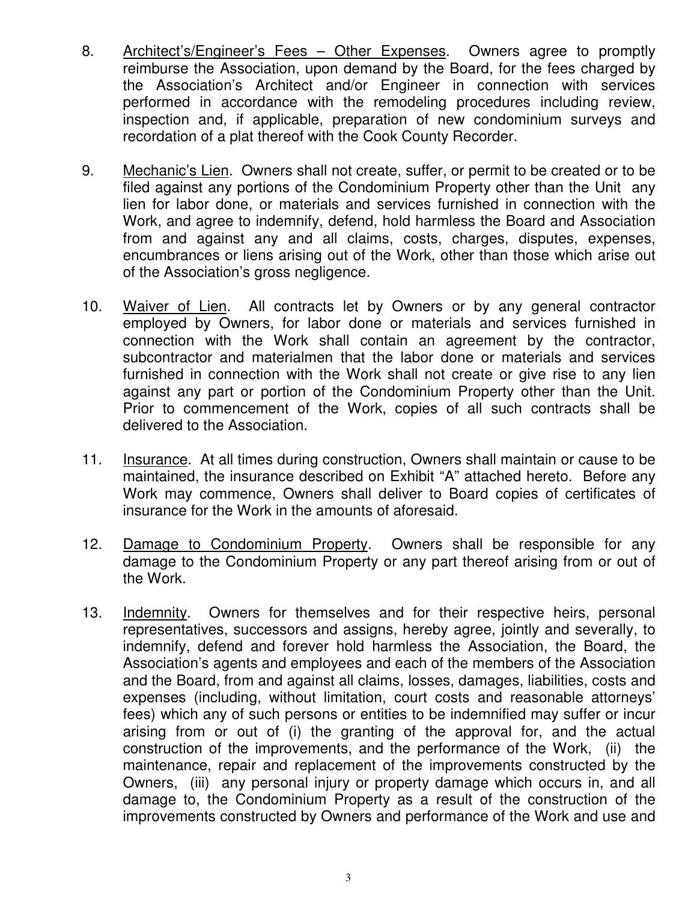8. Architect's/Engineer's Fees – Other Expenses. Owners agree to promptly reimburse the Association, upon demand by the Board, for the fees charged by the Association's Architect and/or Engineer in connection with services performed in accordance with the remodeling procedures including review, inspection and, if applicable, preparation of new condominium surveys and recordation of a plat thereof with the Cook County Recorder.

9. Mechanic's Lien. Owners shall not create, suffer, or permit to be created or to be filed against any portions of the Condominium Property other than the Unit any lien for labor done, or materials and services furnished in connection with the Work, and agree to indemnify, defend, hold harmless the Board and Association from and against any and all claims, costs, charges, disputes, expenses, encumbrances or liens arising out of the Work, other than those which arise out of the Association's gross negligence.

10. Waiver of Lien. All contracts let by Owners or by any general contractor employed by Owners, for labor done or materials and services furnished in connection with the Work shall contain an agreement by the contractor, subcontractor and materialmen that the labor done or materials and services furnished in connection with the Work shall not create or give rise to any lien against any part or portion of the Condominium Property other than the Unit. Prior to commencement of the Work, copies of all such contracts shall be delivered to the Association.

11. Insurance. At all times during construction, Owners shall maintain or cause to be maintained, the insurance described on Exhibit "A" attached hereto. Before any Work may commence, Owners shall deliver to Board copies of certificates of insurance for the Work in the amounts of aforesaid.

12. Damage to Condominium Property. Owners shall be responsible for any damage to the Condominium Property or any part thereof arising from or out of the Work.

13. Indemnity. Owners for themselves and for their respective heirs, personal representatives, successors and assigns, hereby agree, jointly and severally, to indemnify, defend and forever hold harmless the Association, the Board, the Association's agents and employees and each of the members of the Association and the Board, from and against all claims, losses, damages, liabilities, costs and expenses (including, without limitation, court costs and reasonable attorneys' fees) which any of such persons or entities to be indemnified may suffer or incur arising from or out of (i) the granting of the approval for, and the actual construction of the improvements, and the performance of the Work, (ii) the maintenance, repair and replacement of the improvements constructed by the Owners, (iii) any personal injury or property damage which occurs in, and all damage to, the Condominium Property as a result of the construction of the improvements constructed by Owners and performance of the Work and use and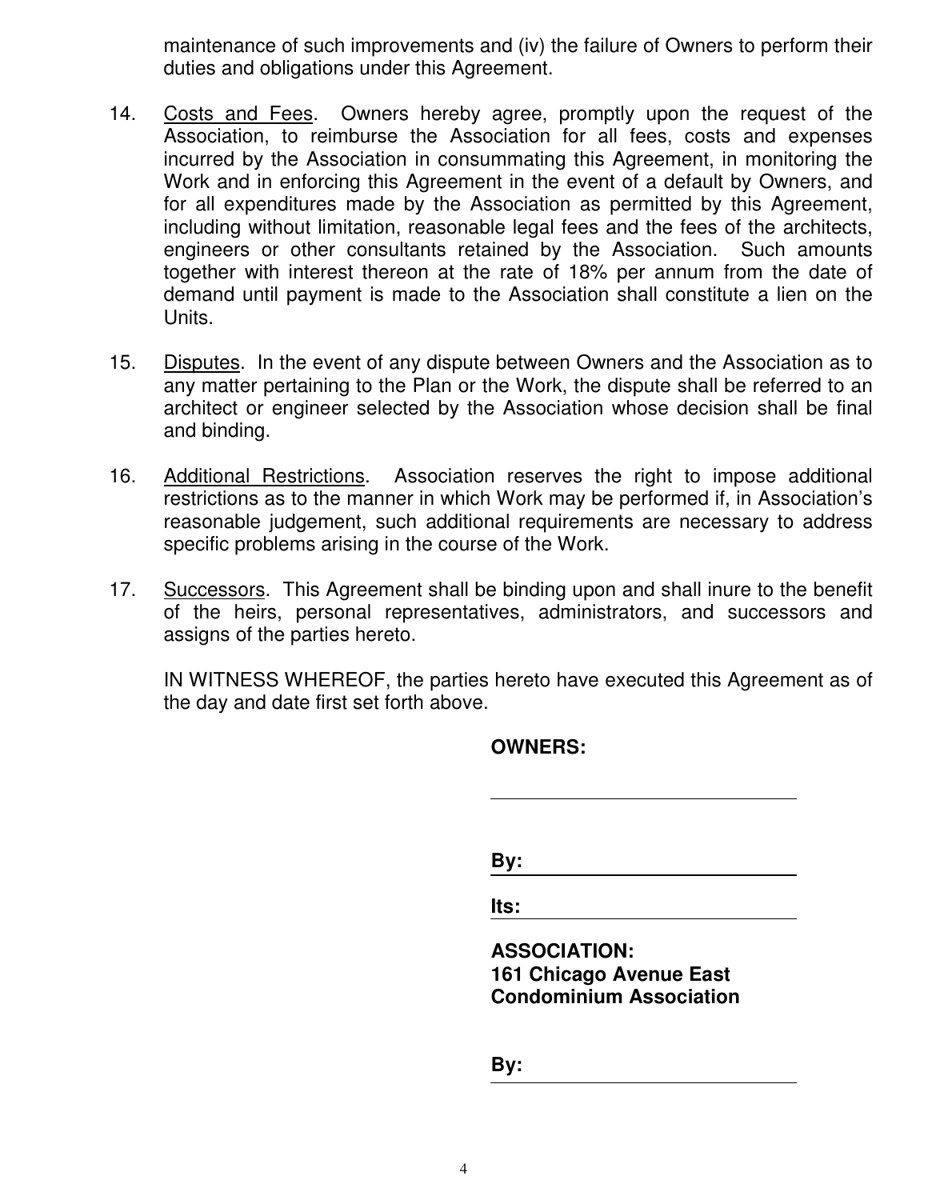maintenance of such improvements and (iv) the failure of Owners to perform their duties and obligations under this Agreement.

14. Costs and Fees. Owners hereby agree, promptly upon the request of the Association, to reimburse the Association for all fees, costs and expenses incurred by the Association in consummating this Agreement, in monitoring the Work and in enforcing this Agreement in the event of a default by Owners, and for all expenditures made by the Association as permitted by this Agreement, including without limitation, reasonable legal fees and the fees of the architects, engineers or other consultants retained by the Association. Such amounts together with interest thereon at the rate of 18% per annum from the date of demand until payment is made to the Association shall constitute a lien on the Units.

15. Disputes. In the event of any dispute between Owners and the Association as to any matter pertaining to the Plan or the Work, the dispute shall be referred to an architect or engineer selected by the Association whose decision shall be final and binding.

16. Additional Restrictions. Association reserves the right to impose additional restrictions as to the manner in which Work may be performed if, in Association's reasonable judgement, such additional requirements are necessary to address specific problems arising in the course of the Work.

17. Successors. This Agreement shall be binding upon and shall inure to the benefit of the heirs, personal representatives, administrators, and successors and assigns of the parties hereto.

IN WITNESS WHEREOF, the parties hereto have executed this Agreement as of the day and date first set forth above.

**OWNERS:**

______________________________

**By:** ______________________________

**Its:** ______________________________

**ASSOCIATION:**
**161 Chicago Avenue East**
**Condominium Association**

**By:** ______________________________